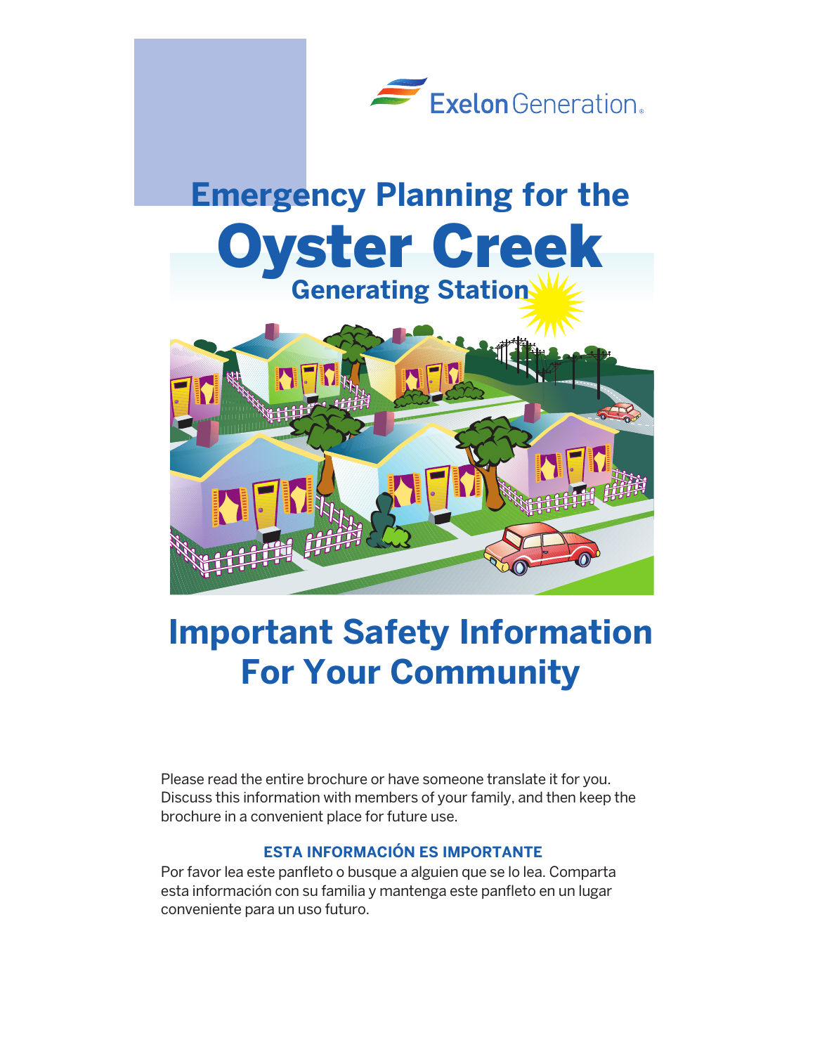Exelon Generation®

# Emergency Planning for the Oyster Creek Generating Station

# Important Safety Information For Your Community

Please read the entire brochure or have someone translate it for you. Discuss this information with members of your family, and then keep the brochure in a convenient place for future use.

**ESTA INFORMACIÓN ES IMPORTANTE**

Por favor lea este panfleto o busque a alguien que se lo lea. Comparta esta información con su familia y mantenga este panfleto en un lugar conveniente para un uso futuro.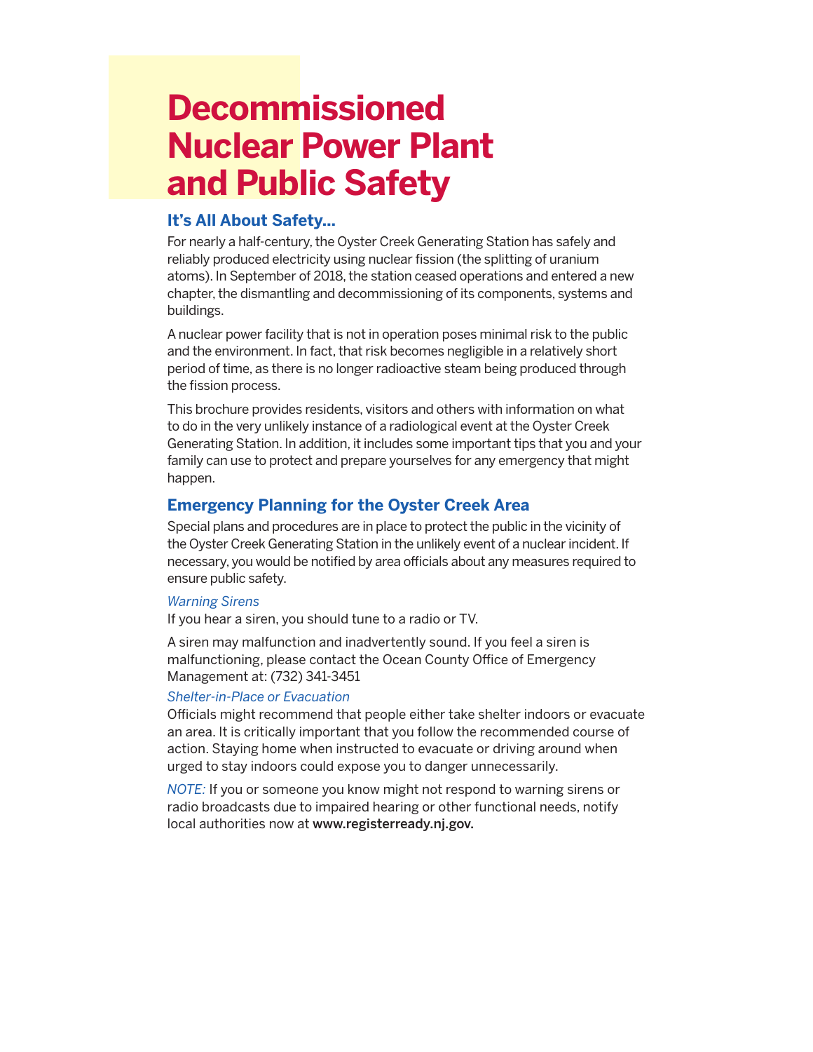# Decommissioned Nuclear Power Plant and Public Safety

## It's All About Safety...

For nearly a half-century, the Oyster Creek Generating Station has safely and reliably produced electricity using nuclear fission (the splitting of uranium atoms). In September of 2018, the station ceased operations and entered a new chapter, the dismantling and decommissioning of its components, systems and buildings.

A nuclear power facility that is not in operation poses minimal risk to the public and the environment. In fact, that risk becomes negligible in a relatively short period of time, as there is no longer radioactive steam being produced through the fission process.

This brochure provides residents, visitors and others with information on what to do in the very unlikely instance of a radiological event at the Oyster Creek Generating Station. In addition, it includes some important tips that you and your family can use to protect and prepare yourselves for any emergency that might happen.

## Emergency Planning for the Oyster Creek Area

Special plans and procedures are in place to protect the public in the vicinity of the Oyster Creek Generating Station in the unlikely event of a nuclear incident. If necessary, you would be notified by area officials about any measures required to ensure public safety.

*Warning Sirens*

If you hear a siren, you should tune to a radio or TV.

A siren may malfunction and inadvertently sound. If you feel a siren is malfunctioning, please contact the Ocean County Office of Emergency Management at: (732) 341-3451

*Shelter-in-Place or Evacuation*

Officials might recommend that people either take shelter indoors or evacuate an area. It is critically important that you follow the recommended course of action. Staying home when instructed to evacuate or driving around when urged to stay indoors could expose you to danger unnecessarily.

*NOTE:* If you or someone you know might not respond to warning sirens or radio broadcasts due to impaired hearing or other functional needs, notify local authorities now at **www.registerready.nj.gov.**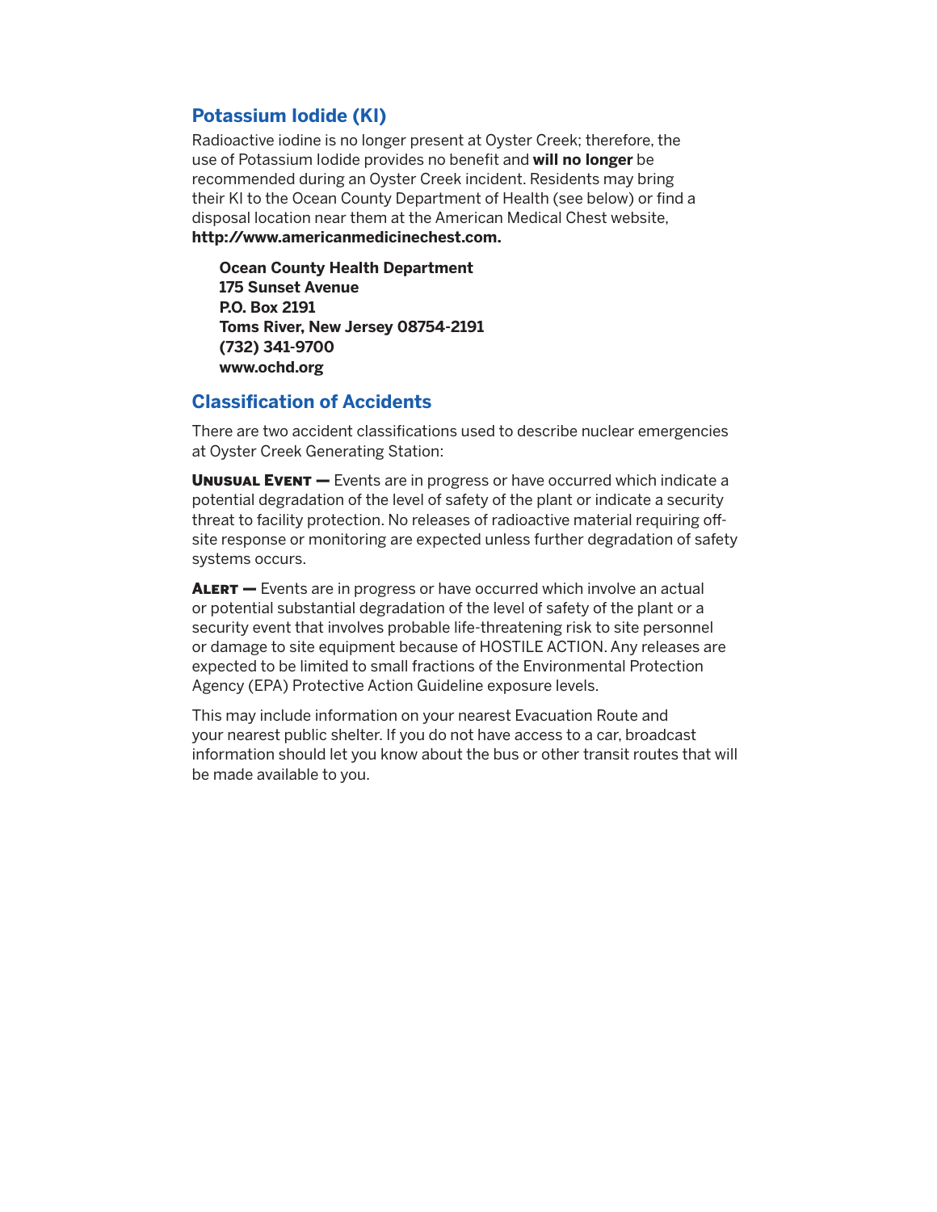## Potassium Iodide (KI)

Radioactive iodine is no longer present at Oyster Creek; therefore, the use of Potassium Iodide provides no benefit and **will no longer** be recommended during an Oyster Creek incident. Residents may bring their KI to the Ocean County Department of Health (see below) or find a disposal location near them at the American Medical Chest website, **http://www.americanmedicinechest.com.**

**Ocean County Health Department**
**175 Sunset Avenue**
**P.O. Box 2191**
**Toms River, New Jersey 08754-2191**
**(732) 341-9700**
**www.ochd.org**

## Classification of Accidents

There are two accident classifications used to describe nuclear emergencies at Oyster Creek Generating Station:

**Unusual Event —** Events are in progress or have occurred which indicate a potential degradation of the level of safety of the plant or indicate a security threat to facility protection. No releases of radioactive material requiring off-site response or monitoring are expected unless further degradation of safety systems occurs.

**Alert —** Events are in progress or have occurred which involve an actual or potential substantial degradation of the level of safety of the plant or a security event that involves probable life-threatening risk to site personnel or damage to site equipment because of HOSTILE ACTION. Any releases are expected to be limited to small fractions of the Environmental Protection Agency (EPA) Protective Action Guideline exposure levels.

This may include information on your nearest Evacuation Route and your nearest public shelter. If you do not have access to a car, broadcast information should let you know about the bus or other transit routes that will be made available to you.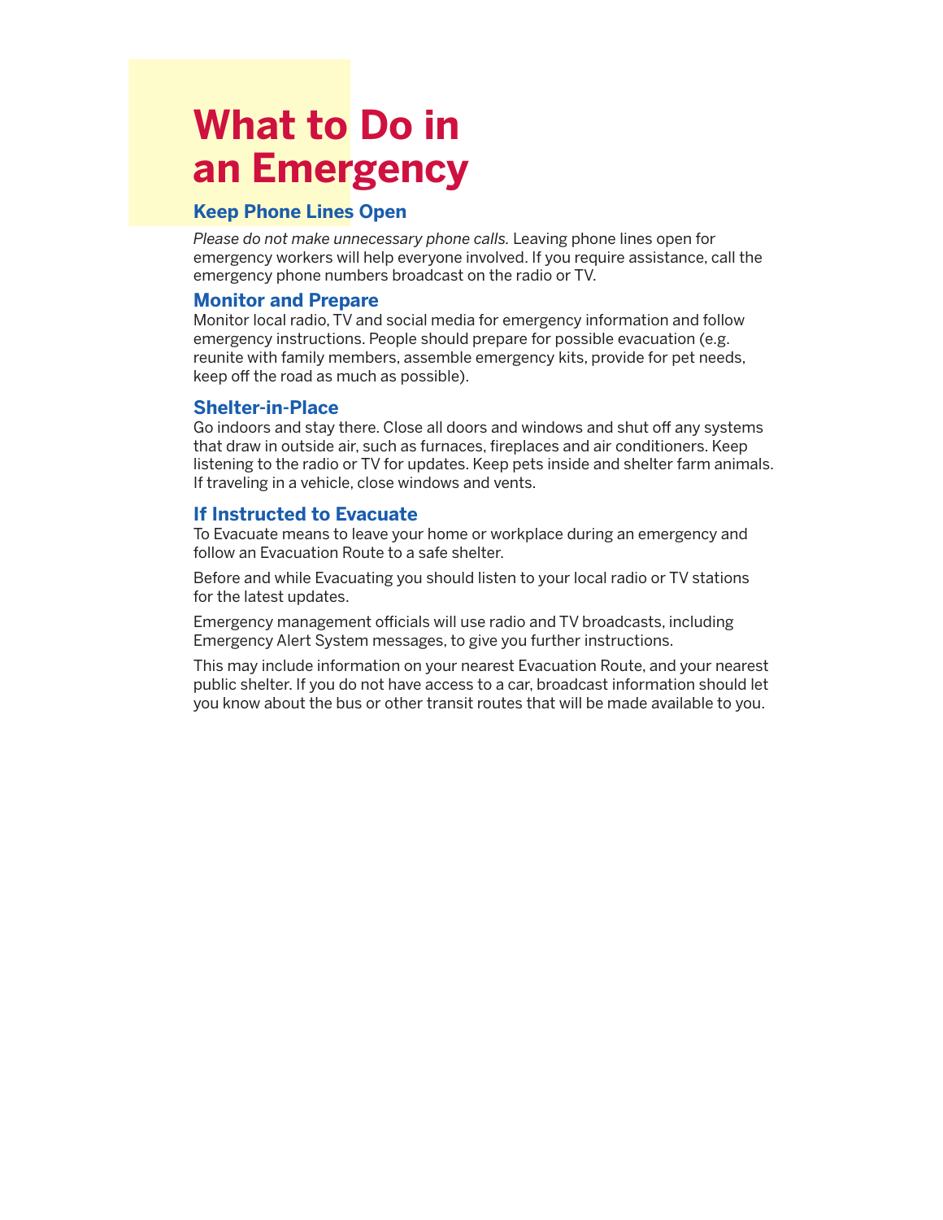# What to Do in an Emergency

## Keep Phone Lines Open

*Please do not make unnecessary phone calls.* Leaving phone lines open for emergency workers will help everyone involved. If you require assistance, call the emergency phone numbers broadcast on the radio or TV.

## Monitor and Prepare

Monitor local radio, TV and social media for emergency information and follow emergency instructions. People should prepare for possible evacuation (e.g. reunite with family members, assemble emergency kits, provide for pet needs, keep off the road as much as possible).

## Shelter-in-Place

Go indoors and stay there. Close all doors and windows and shut off any systems that draw in outside air, such as furnaces, fireplaces and air conditioners. Keep listening to the radio or TV for updates. Keep pets inside and shelter farm animals. If traveling in a vehicle, close windows and vents.

## If Instructed to Evacuate

To Evacuate means to leave your home or workplace during an emergency and follow an Evacuation Route to a safe shelter.

Before and while Evacuating you should listen to your local radio or TV stations for the latest updates.

Emergency management officials will use radio and TV broadcasts, including Emergency Alert System messages, to give you further instructions.

This may include information on your nearest Evacuation Route, and your nearest public shelter. If you do not have access to a car, broadcast information should let you know about the bus or other transit routes that will be made available to you.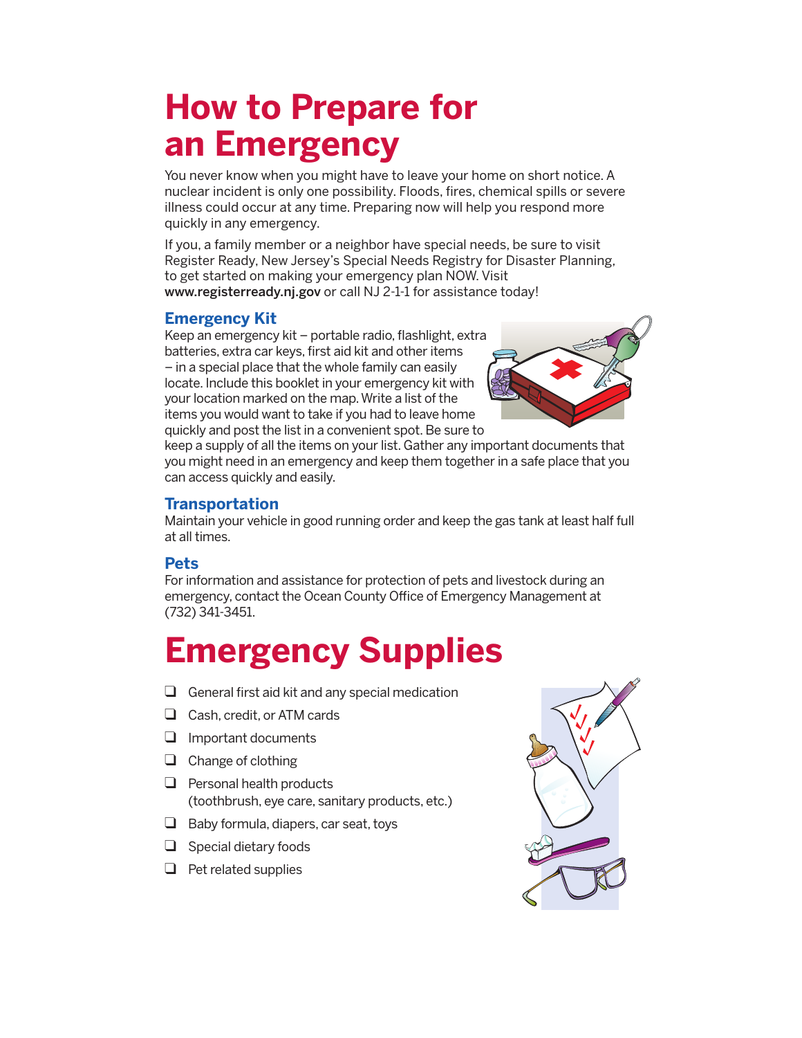# How to Prepare for an Emergency

You never know when you might have to leave your home on short notice. A nuclear incident is only one possibility. Floods, fires, chemical spills or severe illness could occur at any time. Preparing now will help you respond more quickly in any emergency.

If you, a family member or a neighbor have special needs, be sure to visit Register Ready, New Jersey's Special Needs Registry for Disaster Planning, to get started on making your emergency plan NOW. Visit **www.registerready.nj.gov** or call NJ 2-1-1 for assistance today!

## Emergency Kit

Keep an emergency kit – portable radio, flashlight, extra batteries, extra car keys, first aid kit and other items – in a special place that the whole family can easily locate. Include this booklet in your emergency kit with your location marked on the map. Write a list of the items you would want to take if you had to leave home quickly and post the list in a convenient spot. Be sure to keep a supply of all the items on your list. Gather any important documents that you might need in an emergency and keep them together in a safe place that you can access quickly and easily.

## Transportation

Maintain your vehicle in good running order and keep the gas tank at least half full at all times.

## Pets

For information and assistance for protection of pets and livestock during an emergency, contact the Ocean County Office of Emergency Management at (732) 341-3451.

# Emergency Supplies

- ❑ General first aid kit and any special medication
- ❑ Cash, credit, or ATM cards
- ❑ Important documents
- ❑ Change of clothing
- ❑ Personal health products (toothbrush, eye care, sanitary products, etc.)
- ❑ Baby formula, diapers, car seat, toys
- ❑ Special dietary foods
- ❑ Pet related supplies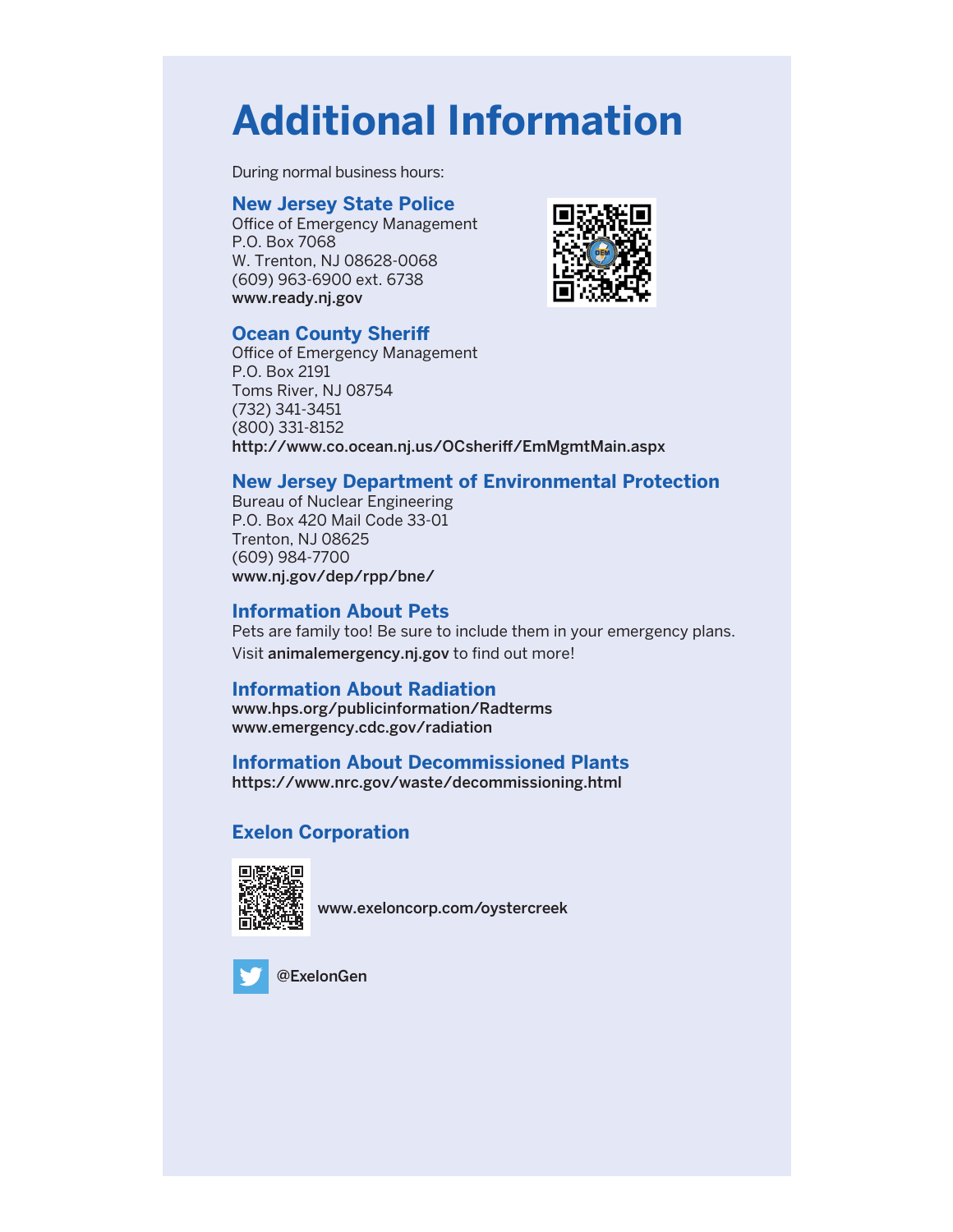# Additional Information

During normal business hours:

## New Jersey State Police

Office of Emergency Management
P.O. Box 7068
W. Trenton, NJ 08628-0068
(609) 963-6900 ext. 6738
**www.ready.nj.gov**

## Ocean County Sheriff

Office of Emergency Management
P.O. Box 2191
Toms River, NJ 08754
(732) 341-3451
(800) 331-8152
**http://www.co.ocean.nj.us/OCsheriff/EmMgmtMain.aspx**

## New Jersey Department of Environmental Protection

Bureau of Nuclear Engineering
P.O. Box 420 Mail Code 33-01
Trenton, NJ 08625
(609) 984-7700
**www.nj.gov/dep/rpp/bne/**

## Information About Pets

Pets are family too! Be sure to include them in your emergency plans.
Visit **animalemergency.nj.gov** to find out more!

## Information About Radiation

**www.hps.org/publicinformation/Radterms**
**www.emergency.cdc.gov/radiation**

## Information About Decommissioned Plants

**https://www.nrc.gov/waste/decommissioning.html**

## Exelon Corporation

**www.exeloncorp.com/oystercreek**

**@ExelonGen**